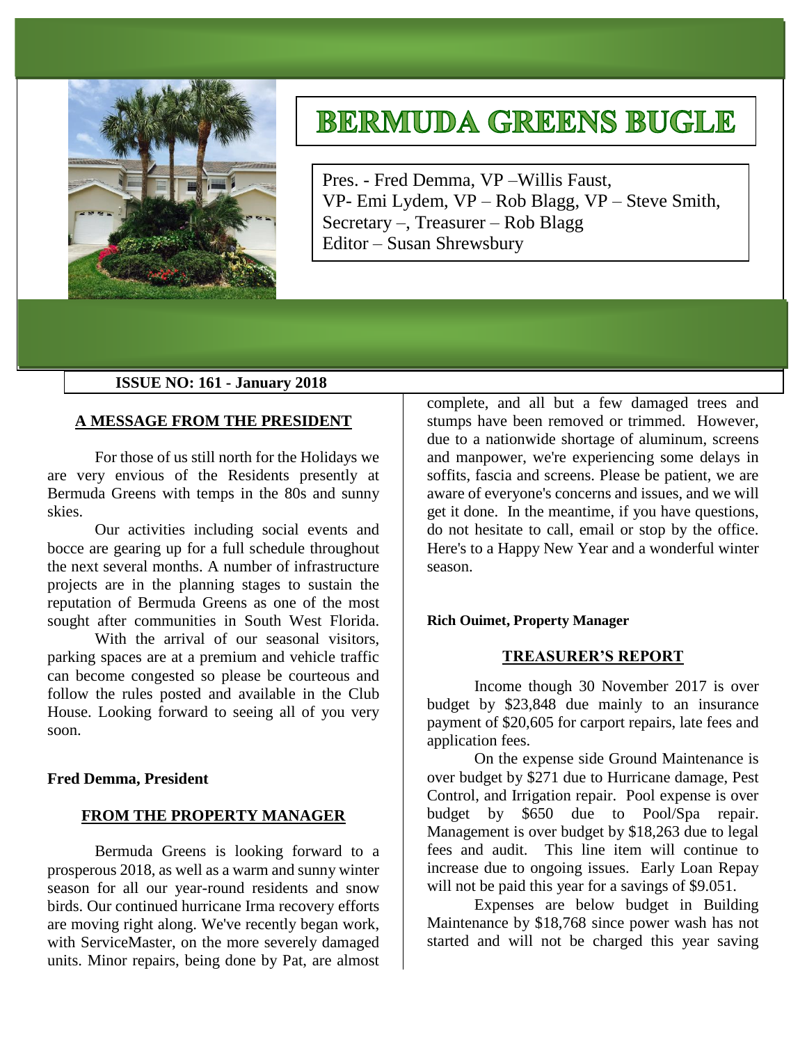# BERMUDA GREENS BUGLE

Pres. - Fred Demma, VP –Willis Faust,
VP- Emi Lydem, VP – Rob Blagg, VP – Steve Smith,
Secretary –, Treasurer – Rob Blagg
Editor – Susan Shrewsbury

**ISSUE NO: 161 - January 2018**

## A MESSAGE FROM THE PRESIDENT

For those of us still north for the Holidays we are very envious of the Residents presently at Bermuda Greens with temps in the 80s and sunny skies.

Our activities including social events and bocce are gearing up for a full schedule throughout the next several months. A number of infrastructure projects are in the planning stages to sustain the reputation of Bermuda Greens as one of the most sought after communities in South West Florida.

With the arrival of our seasonal visitors, parking spaces are at a premium and vehicle traffic can become congested so please be courteous and follow the rules posted and available in the Club House. Looking forward to seeing all of you very soon.

**Fred Demma, President**

## FROM THE PROPERTY MANAGER

Bermuda Greens is looking forward to a prosperous 2018, as well as a warm and sunny winter season for all our year-round residents and snow birds. Our continued hurricane Irma recovery efforts are moving right along. We've recently began work, with ServiceMaster, on the more severely damaged units. Minor repairs, being done by Pat, are almost complete, and all but a few damaged trees and stumps have been removed or trimmed. However, due to a nationwide shortage of aluminum, screens and manpower, we're experiencing some delays in soffits, fascia and screens. Please be patient, we are aware of everyone's concerns and issues, and we will get it done. In the meantime, if you have questions, do not hesitate to call, email or stop by the office. Here's to a Happy New Year and a wonderful winter season.

**Rich Ouimet, Property Manager**

## TREASURER'S REPORT

Income though 30 November 2017 is over budget by $23,848 due mainly to an insurance payment of $20,605 for carport repairs, late fees and application fees.

On the expense side Ground Maintenance is over budget by $271 due to Hurricane damage, Pest Control, and Irrigation repair. Pool expense is over budget by $650 due to Pool/Spa repair. Management is over budget by $18,263 due to legal fees and audit. This line item will continue to increase due to ongoing issues. Early Loan Repay will not be paid this year for a savings of $9.051.

Expenses are below budget in Building Maintenance by $18,768 since power wash has not started and will not be charged this year saving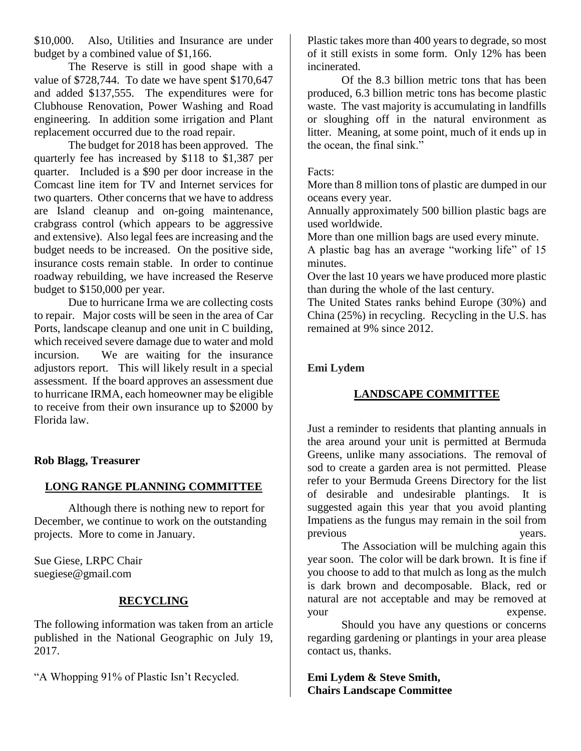$10,000. Also, Utilities and Insurance are under budget by a combined value of $1,166.

The Reserve is still in good shape with a value of $728,744. To date we have spent $170,647 and added $137,555. The expenditures were for Clubhouse Renovation, Power Washing and Road engineering. In addition some irrigation and Plant replacement occurred due to the road repair.

The budget for 2018 has been approved. The quarterly fee has increased by $118 to $1,387 per quarter. Included is a $90 per door increase in the Comcast line item for TV and Internet services for two quarters. Other concerns that we have to address are Island cleanup and on-going maintenance, crabgrass control (which appears to be aggressive and extensive). Also legal fees are increasing and the budget needs to be increased. On the positive side, insurance costs remain stable. In order to continue roadway rebuilding, we have increased the Reserve budget to $150,000 per year.

Due to hurricane Irma we are collecting costs to repair. Major costs will be seen in the area of Car Ports, landscape cleanup and one unit in C building, which received severe damage due to water and mold incursion. We are waiting for the insurance adjustors report. This will likely result in a special assessment. If the board approves an assessment due to hurricane IRMA, each homeowner may be eligible to receive from their own insurance up to $2000 by Florida law.

**Rob Blagg, Treasurer**

## LONG RANGE PLANNING COMMITTEE

Although there is nothing new to report for December, we continue to work on the outstanding projects. More to come in January.

Sue Giese, LRPC Chair
suegiese@gmail.com

## RECYCLING

The following information was taken from an article published in the National Geographic on July 19, 2017.

"A Whopping 91% of Plastic Isn't Recycled.

Plastic takes more than 400 years to degrade, so most of it still exists in some form. Only 12% has been incinerated.

Of the 8.3 billion metric tons that has been produced, 6.3 billion metric tons has become plastic waste. The vast majority is accumulating in landfills or sloughing off in the natural environment as litter. Meaning, at some point, much of it ends up in the ocean, the final sink."

Facts:

More than 8 million tons of plastic are dumped in our oceans every year.

Annually approximately 500 billion plastic bags are used worldwide.

More than one million bags are used every minute.

A plastic bag has an average "working life" of 15 minutes.

Over the last 10 years we have produced more plastic than during the whole of the last century.

The United States ranks behind Europe (30%) and China (25%) in recycling. Recycling in the U.S. has remained at 9% since 2012.

**Emi Lydem**

## LANDSCAPE COMMITTEE

Just a reminder to residents that planting annuals in the area around your unit is permitted at Bermuda Greens, unlike many associations. The removal of sod to create a garden area is not permitted. Please refer to your Bermuda Greens Directory for the list of desirable and undesirable plantings. It is suggested again this year that you avoid planting Impatiens as the fungus may remain in the soil from previous years.

The Association will be mulching again this year soon. The color will be dark brown. It is fine if you choose to add to that mulch as long as the mulch is dark brown and decomposable. Black, red or natural are not acceptable and may be removed at your expense.

Should you have any questions or concerns regarding gardening or plantings in your area please contact us, thanks.

**Emi Lydem & Steve Smith,**
**Chairs Landscape Committee**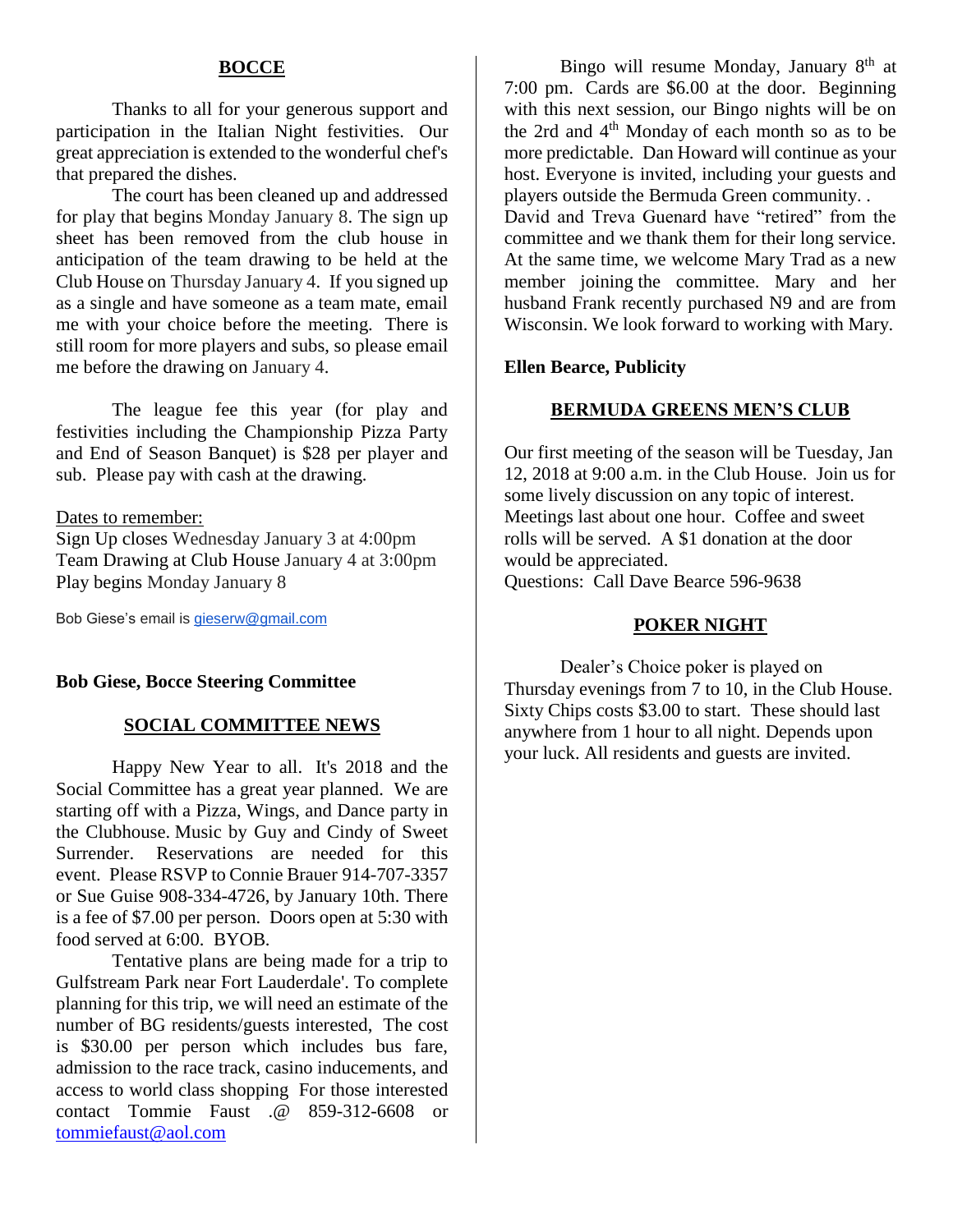## BOCCE

Thanks to all for your generous support and participation in the Italian Night festivities. Our great appreciation is extended to the wonderful chef's that prepared the dishes.

The court has been cleaned up and addressed for play that begins Monday January 8. The sign up sheet has been removed from the club house in anticipation of the team drawing to be held at the Club House on Thursday January 4. If you signed up as a single and have someone as a team mate, email me with your choice before the meeting. There is still room for more players and subs, so please email me before the drawing on January 4.

The league fee this year (for play and festivities including the Championship Pizza Party and End of Season Banquet) is $28 per player and sub. Please pay with cash at the drawing.

Dates to remember:
Sign Up closes Wednesday January 3 at 4:00pm
Team Drawing at Club House January 4 at 3:00pm
Play begins Monday January 8

Bob Giese's email is gieserw@gmail.com

**Bob Giese, Bocce Steering Committee**

## SOCIAL COMMITTEE NEWS

Happy New Year to all. It's 2018 and the Social Committee has a great year planned. We are starting off with a Pizza, Wings, and Dance party in the Clubhouse. Music by Guy and Cindy of Sweet Surrender. Reservations are needed for this event. Please RSVP to Connie Brauer 914-707-3357 or Sue Guise 908-334-4726, by January 10th. There is a fee of $7.00 per person. Doors open at 5:30 with food served at 6:00. BYOB.

Tentative plans are being made for a trip to Gulfstream Park near Fort Lauderdale'. To complete planning for this trip, we will need an estimate of the number of BG residents/guests interested, The cost is $30.00 per person which includes bus fare, admission to the race track, casino inducements, and access to world class shopping For those interested contact Tommie Faust .@ 859-312-6608 or tommiefaust@aol.com

Bingo will resume Monday, January 8th at 7:00 pm. Cards are $6.00 at the door. Beginning with this next session, our Bingo nights will be on the 2rd and 4th Monday of each month so as to be more predictable. Dan Howard will continue as your host. Everyone is invited, including your guests and players outside the Bermuda Green community. .
David and Treva Guenard have "retired" from the committee and we thank them for their long service. At the same time, we welcome Mary Trad as a new member joining the committee. Mary and her husband Frank recently purchased N9 and are from Wisconsin. We look forward to working with Mary.

**Ellen Bearce, Publicity**

## BERMUDA GREENS MEN'S CLUB

Our first meeting of the season will be Tuesday, Jan 12, 2018 at 9:00 a.m. in the Club House. Join us for some lively discussion on any topic of interest. Meetings last about one hour. Coffee and sweet rolls will be served. A $1 donation at the door would be appreciated.
Questions: Call Dave Bearce 596-9638

## POKER NIGHT

Dealer's Choice poker is played on Thursday evenings from 7 to 10, in the Club House. Sixty Chips costs $3.00 to start. These should last anywhere from 1 hour to all night. Depends upon your luck. All residents and guests are invited.